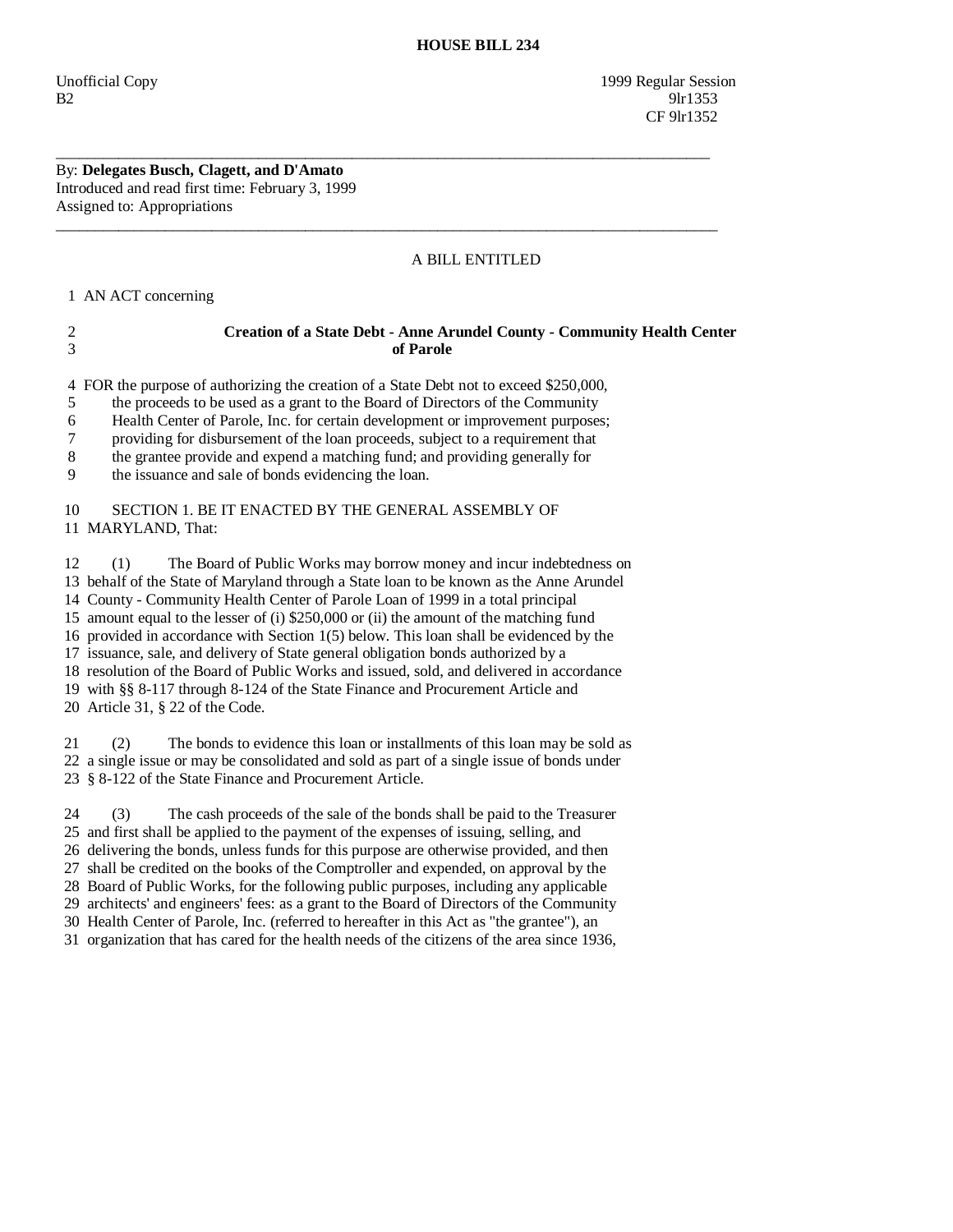# HOUSE BILL 234

Unofficial Copy 1999 Regular Session
B2 9lr1353
CF 9lr1352

---

By: **Delegates Busch, Clagett, and D'Amato**
Introduced and read first time: February 3, 1999
Assigned to: Appropriations

---

A BILL ENTITLED

1 AN ACT concerning

2 **Creation of a State Debt - Anne Arundel County - Community Health Center**
3 **of Parole**

4 FOR the purpose of authorizing the creation of a State Debt not to exceed $250,000,
5 the proceeds to be used as a grant to the Board of Directors of the Community
6 Health Center of Parole, Inc. for certain development or improvement purposes;
7 providing for disbursement of the loan proceeds, subject to a requirement that
8 the grantee provide and expend a matching fund; and providing generally for
9 the issuance and sale of bonds evidencing the loan.

10 SECTION 1. BE IT ENACTED BY THE GENERAL ASSEMBLY OF
11 MARYLAND, That:

12 (1) The Board of Public Works may borrow money and incur indebtedness on
13 behalf of the State of Maryland through a State loan to be known as the Anne Arundel
14 County - Community Health Center of Parole Loan of 1999 in a total principal
15 amount equal to the lesser of (i) $250,000 or (ii) the amount of the matching fund
16 provided in accordance with Section 1(5) below. This loan shall be evidenced by the
17 issuance, sale, and delivery of State general obligation bonds authorized by a
18 resolution of the Board of Public Works and issued, sold, and delivered in accordance
19 with §§ 8-117 through 8-124 of the State Finance and Procurement Article and
20 Article 31, § 22 of the Code.

21 (2) The bonds to evidence this loan or installments of this loan may be sold as
22 a single issue or may be consolidated and sold as part of a single issue of bonds under
23 § 8-122 of the State Finance and Procurement Article.

24 (3) The cash proceeds of the sale of the bonds shall be paid to the Treasurer
25 and first shall be applied to the payment of the expenses of issuing, selling, and
26 delivering the bonds, unless funds for this purpose are otherwise provided, and then
27 shall be credited on the books of the Comptroller and expended, on approval by the
28 Board of Public Works, for the following public purposes, including any applicable
29 architects' and engineers' fees: as a grant to the Board of Directors of the Community
30 Health Center of Parole, Inc. (referred to hereafter in this Act as "the grantee"), an
31 organization that has cared for the health needs of the citizens of the area since 1936,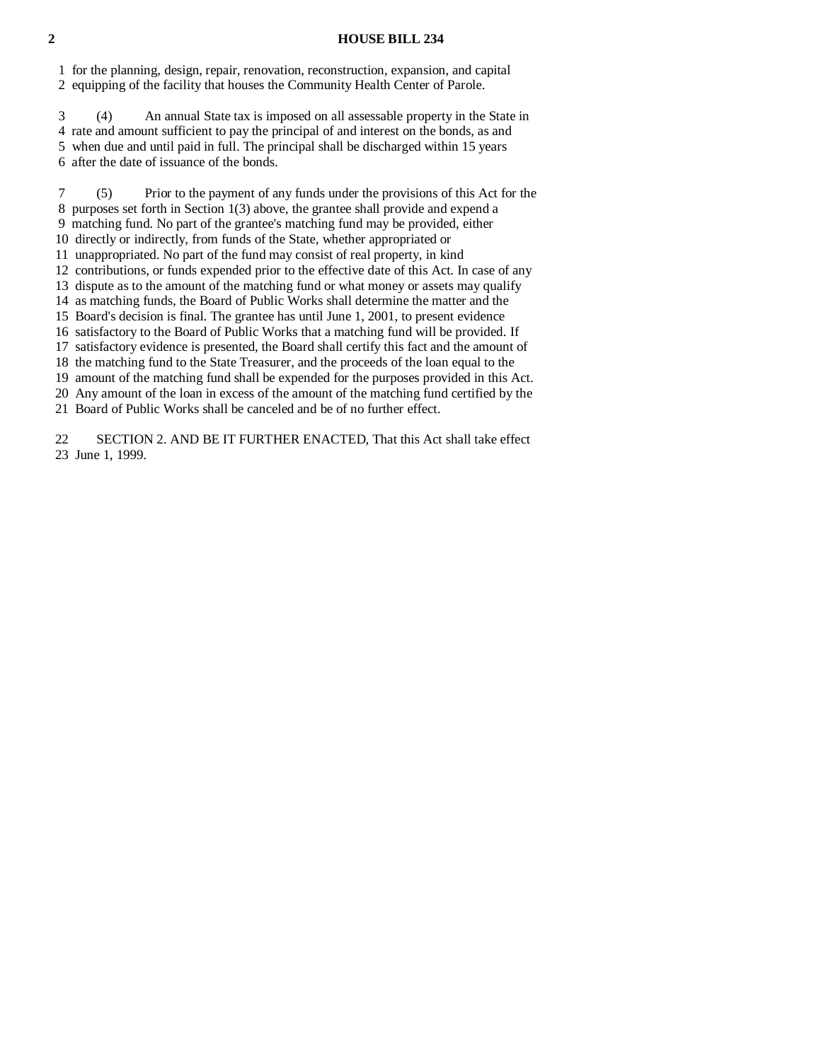for the planning, design, repair, renovation, reconstruction, expansion, and capital equipping of the facility that houses the Community Health Center of Parole.

(4) An annual State tax is imposed on all assessable property in the State in rate and amount sufficient to pay the principal of and interest on the bonds, as and when due and until paid in full. The principal shall be discharged within 15 years after the date of issuance of the bonds.

(5) Prior to the payment of any funds under the provisions of this Act for the purposes set forth in Section 1(3) above, the grantee shall provide and expend a matching fund. No part of the grantee's matching fund may be provided, either directly or indirectly, from funds of the State, whether appropriated or unappropriated. No part of the fund may consist of real property, in kind contributions, or funds expended prior to the effective date of this Act. In case of any dispute as to the amount of the matching fund or what money or assets may qualify as matching funds, the Board of Public Works shall determine the matter and the Board's decision is final. The grantee has until June 1, 2001, to present evidence satisfactory to the Board of Public Works that a matching fund will be provided. If satisfactory evidence is presented, the Board shall certify this fact and the amount of the matching fund to the State Treasurer, and the proceeds of the loan equal to the amount of the matching fund shall be expended for the purposes provided in this Act. Any amount of the loan in excess of the amount of the matching fund certified by the Board of Public Works shall be canceled and be of no further effect.

SECTION 2. AND BE IT FURTHER ENACTED, That this Act shall take effect June 1, 1999.